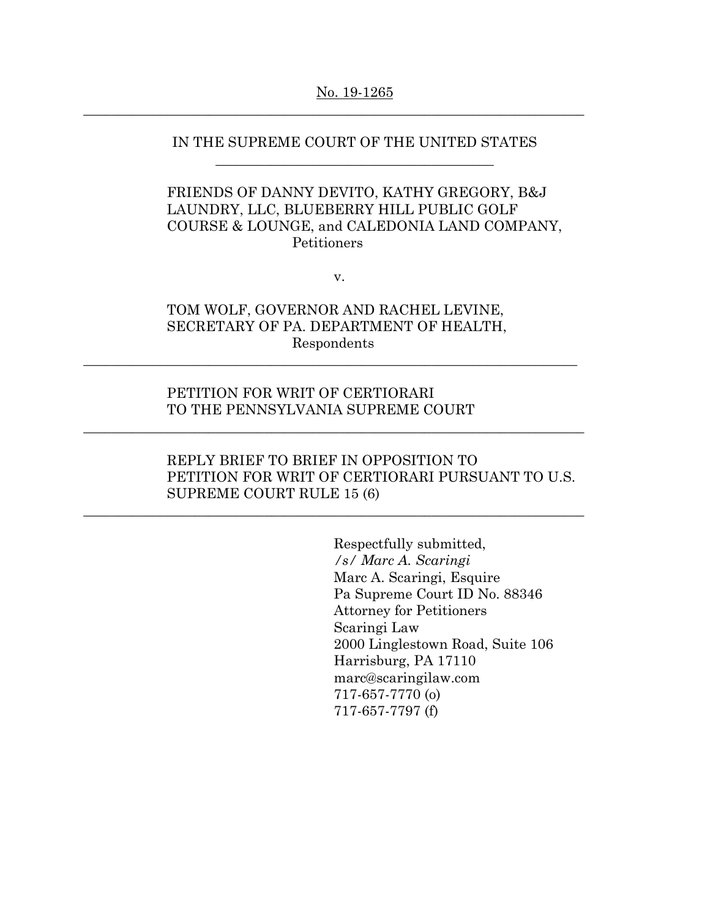No. 19-1265

---

IN THE SUPREME COURT OF THE UNITED STATES

---

FRIENDS OF DANNY DEVITO, KATHY GREGORY, B&J LAUNDRY, LLC, BLUEBERRY HILL PUBLIC GOLF COURSE & LOUNGE, and CALEDONIA LAND COMPANY,
Petitioners

v.

TOM WOLF, GOVERNOR AND RACHEL LEVINE, SECRETARY OF PA. DEPARTMENT OF HEALTH,
Respondents

---

PETITION FOR WRIT OF CERTIORARI
TO THE PENNSYLVANIA SUPREME COURT

---

REPLY BRIEF TO BRIEF IN OPPOSITION TO PETITION FOR WRIT OF CERTIORARI PURSUANT TO U.S. SUPREME COURT RULE 15 (6)

---

Respectfully submitted,
*/s/ Marc A. Scaringi*
Marc A. Scaringi, Esquire
Pa Supreme Court ID No. 88346
Attorney for Petitioners
Scaringi Law
2000 Linglestown Road, Suite 106
Harrisburg, PA 17110
marc@scaringilaw.com
717-657-7770 (o)
717-657-7797 (f)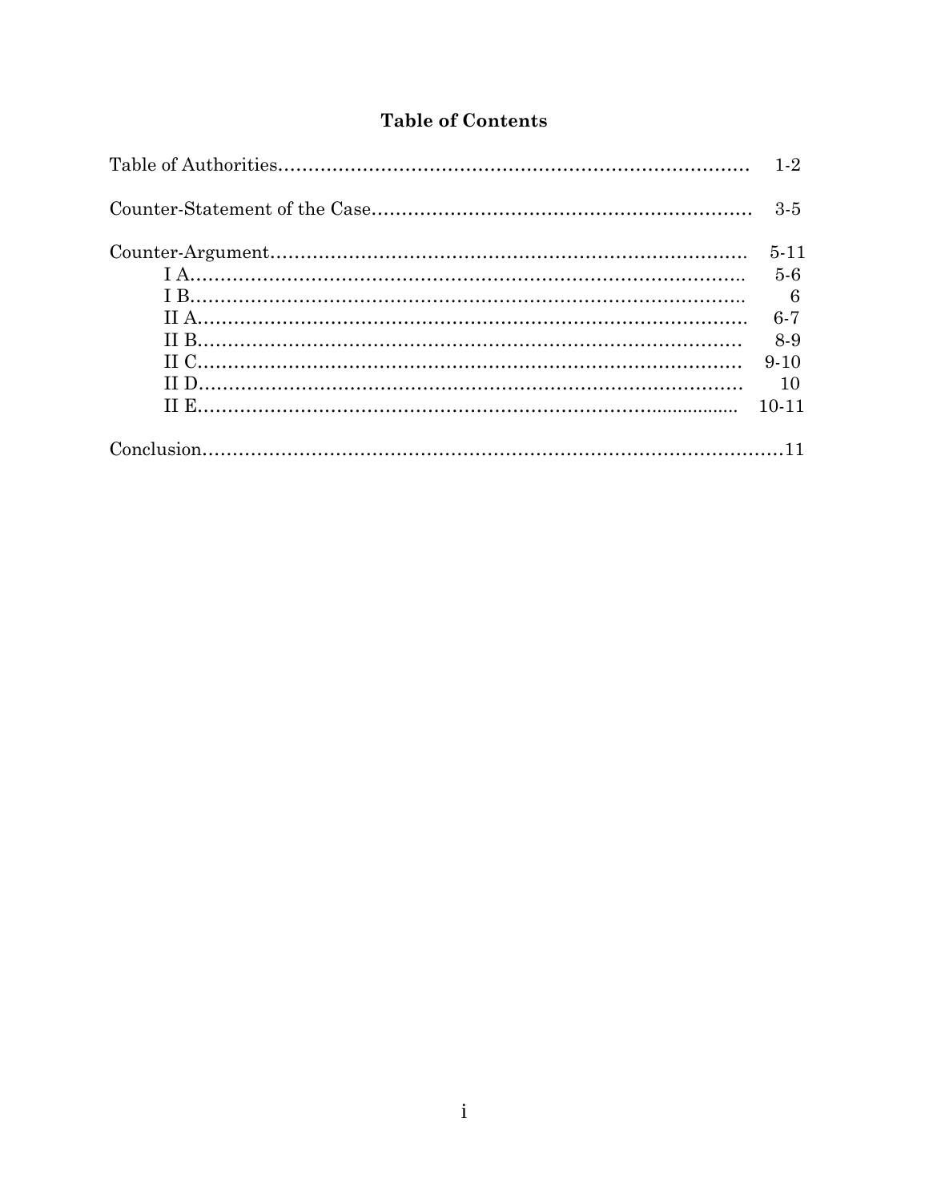## Table of Contents

| | |
|---|---|
| Table of Authorities | 1-2 |
| Counter-Statement of the Case | 3-5 |
| Counter-Argument | 5-11 |
| I A | 5-6 |
| I B | 6 |
| II A | 6-7 |
| II B | 8-9 |
| II C | 9-10 |
| II D | 10 |
| II E | 10-11 |
| Conclusion | 11 |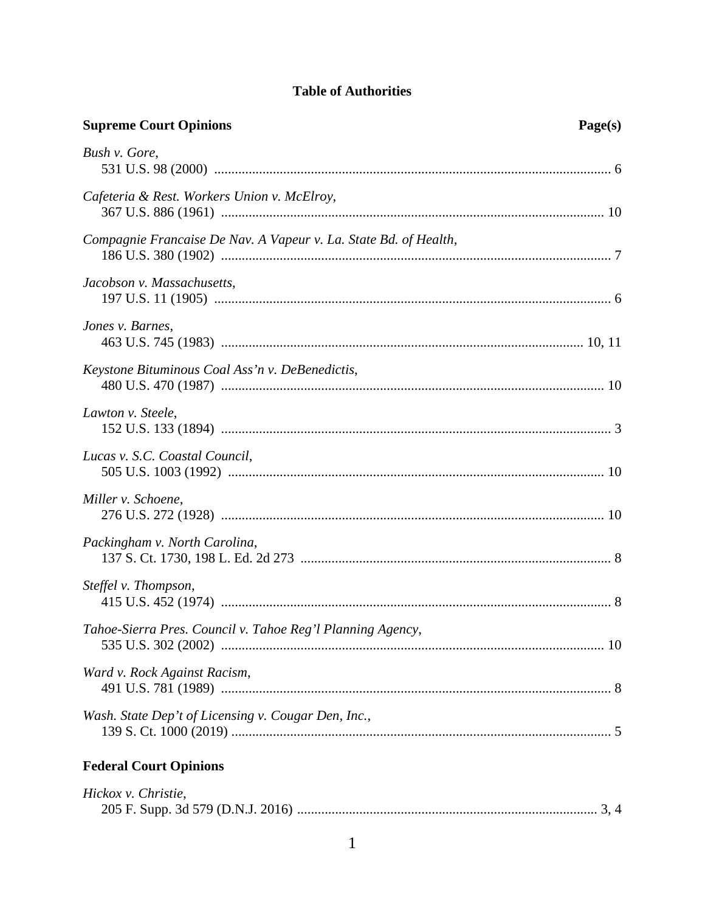# Table of Authorities

**Supreme Court Opinions** **Page(s)**

*Bush v. Gore*,
531 U.S. 98 (2000) .................................................................................................................. 6

*Cafeteria & Rest. Workers Union v. McElroy*,
367 U.S. 886 (1961) .............................................................................................................. 10

*Compagnie Francaise De Nav. A Vapeur v. La. State Bd. of Health*,
186 U.S. 380 (1902) ................................................................................................................ 7

*Jacobson v. Massachusetts*,
197 U.S. 11 (1905) .................................................................................................................. 6

*Jones v. Barnes*,
463 U.S. 745 (1983) ........................................................................................................ 10, 11

*Keystone Bituminous Coal Ass'n v. DeBenedictis*,
480 U.S. 470 (1987) .............................................................................................................. 10

*Lawton v. Steele*,
152 U.S. 133 (1894) ................................................................................................................ 3

*Lucas v. S.C. Coastal Council*,
505 U.S. 1003 (1992) ............................................................................................................ 10

*Miller v. Schoene*,
276 U.S. 272 (1928) .............................................................................................................. 10

*Packingham v. North Carolina*,
137 S. Ct. 1730, 198 L. Ed. 2d 273 ......................................................................................... 8

*Steffel v. Thompson*,
415 U.S. 452 (1974) ................................................................................................................ 8

*Tahoe-Sierra Pres. Council v. Tahoe Reg'l Planning Agency*,
535 U.S. 302 (2002) .............................................................................................................. 10

*Ward v. Rock Against Racism*,
491 U.S. 781 (1989) ................................................................................................................ 8

*Wash. State Dep't of Licensing v. Cougar Den, Inc.*,
139 S. Ct. 1000 (2019) ............................................................................................................ 5

**Federal Court Opinions**

*Hickox v. Christie*,
205 F. Supp. 3d 579 (D.N.J. 2016) ...................................................................................... 3, 4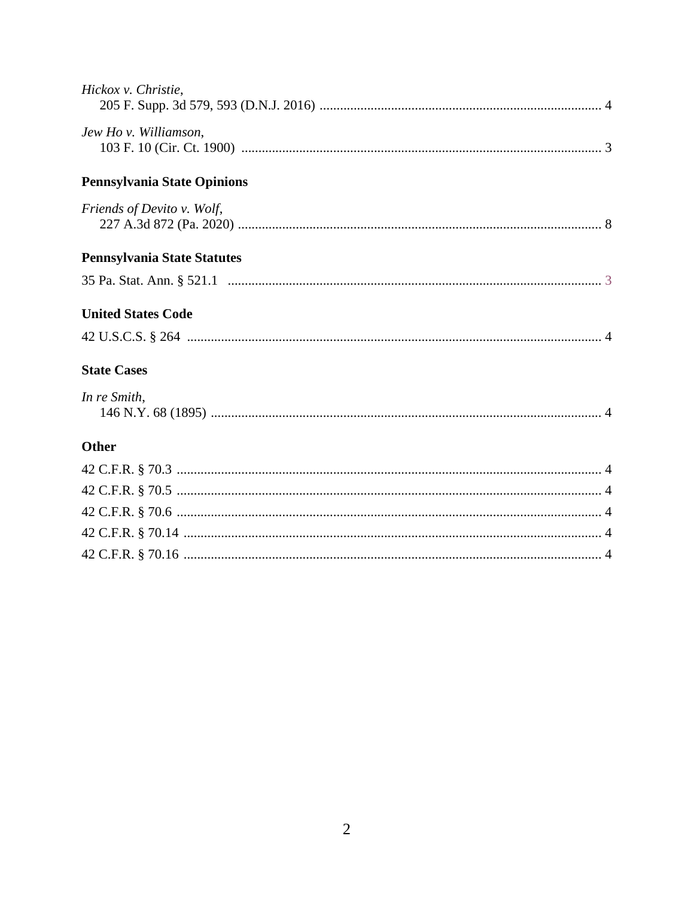*Hickox v. Christie*,
205 F. Supp. 3d 579, 593 (D.N.J. 2016) .................................................................................. 4

*Jew Ho v. Williamson*,
103 F. 10 (Cir. Ct. 1900) ......................................................................................................... 3

**Pennsylvania State Opinions**

*Friends of Devito v. Wolf*,
227 A.3d 872 (Pa. 2020) .......................................................................................................... 8

**Pennsylvania State Statutes**

35 Pa. Stat. Ann. § 521.1 ............................................................................................................. 3

**United States Code**

42 U.S.C.S. § 264 ......................................................................................................................... 4

**State Cases**

*In re Smith*,
146 N.Y. 68 (1895) .................................................................................................................. 4

**Other**

42 C.F.R. § 70.3 ............................................................................................................................ 4

42 C.F.R. § 70.5 ............................................................................................................................ 4

42 C.F.R. § 70.6 ............................................................................................................................ 4

42 C.F.R. § 70.14 .......................................................................................................................... 4

42 C.F.R. § 70.16 .......................................................................................................................... 4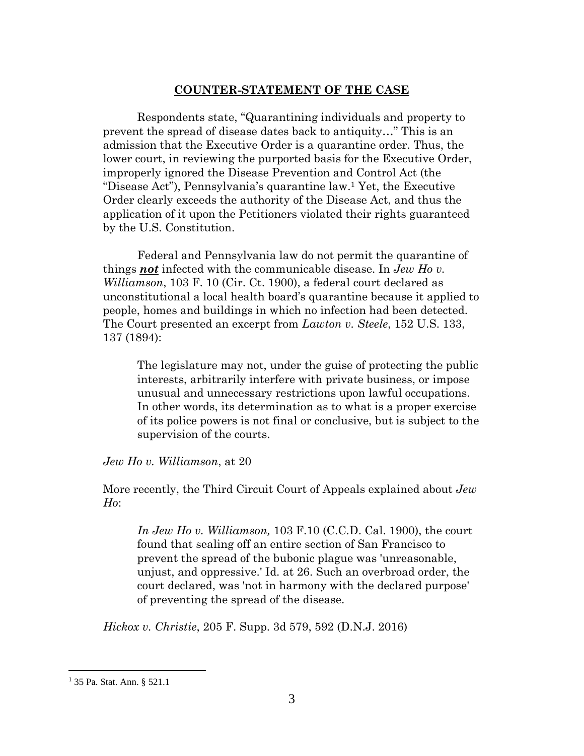## COUNTER-STATEMENT OF THE CASE

Respondents state, "Quarantining individuals and property to prevent the spread of disease dates back to antiquity…" This is an admission that the Executive Order is a quarantine order. Thus, the lower court, in reviewing the purported basis for the Executive Order, improperly ignored the Disease Prevention and Control Act (the "Disease Act"), Pennsylvania's quarantine law.[1] Yet, the Executive Order clearly exceeds the authority of the Disease Act, and thus the application of it upon the Petitioners violated their rights guaranteed by the U.S. Constitution.

Federal and Pennsylvania law do not permit the quarantine of things ***not*** infected with the communicable disease. In *Jew Ho v. Williamson*, 103 F. 10 (Cir. Ct. 1900), a federal court declared as unconstitutional a local health board's quarantine because it applied to people, homes and buildings in which no infection had been detected. The Court presented an excerpt from *Lawton v. Steele*, 152 U.S. 133, 137 (1894):

> The legislature may not, under the guise of protecting the public interests, arbitrarily interfere with private business, or impose unusual and unnecessary restrictions upon lawful occupations. In other words, its determination as to what is a proper exercise of its police powers is not final or conclusive, but is subject to the supervision of the courts.

*Jew Ho v. Williamson*, at 20

More recently, the Third Circuit Court of Appeals explained about *Jew Ho*:

> *In Jew Ho v. Williamson,* 103 F.10 (C.C.D. Cal. 1900), the court found that sealing off an entire section of San Francisco to prevent the spread of the bubonic plague was 'unreasonable, unjust, and oppressive.' Id. at 26. Such an overbroad order, the court declared, was 'not in harmony with the declared purpose' of preventing the spread of the disease.

*Hickox v. Christie*, 205 F. Supp. 3d 579, 592 (D.N.J. 2016)

---

[1] 35 Pa. Stat. Ann. § 521.1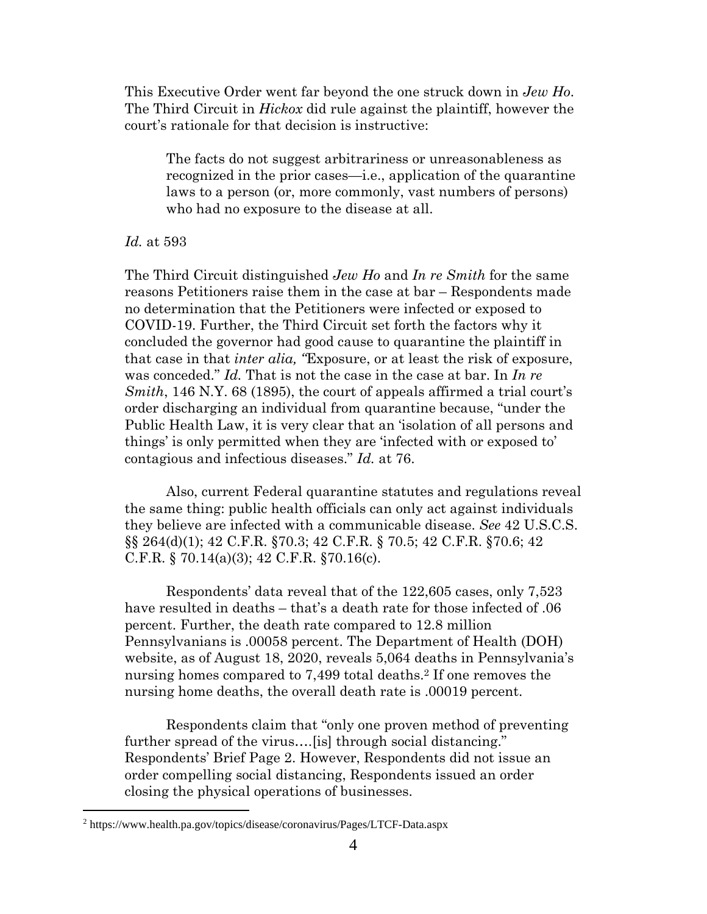This Executive Order went far beyond the one struck down in *Jew Ho*. The Third Circuit in *Hickox* did rule against the plaintiff, however the court's rationale for that decision is instructive:

> The facts do not suggest arbitrariness or unreasonableness as recognized in the prior cases—i.e., application of the quarantine laws to a person (or, more commonly, vast numbers of persons) who had no exposure to the disease at all.

*Id.* at 593

The Third Circuit distinguished *Jew Ho* and *In re Smith* for the same reasons Petitioners raise them in the case at bar – Respondents made no determination that the Petitioners were infected or exposed to COVID-19. Further, the Third Circuit set forth the factors why it concluded the governor had good cause to quarantine the plaintiff in that case in that *inter alia, "*Exposure, or at least the risk of exposure, was conceded." *Id.* That is not the case in the case at bar. In *In re Smith*, 146 N.Y. 68 (1895), the court of appeals affirmed a trial court's order discharging an individual from quarantine because, "under the Public Health Law, it is very clear that an 'isolation of all persons and things' is only permitted when they are 'infected with or exposed to' contagious and infectious diseases." *Id.* at 76.

Also, current Federal quarantine statutes and regulations reveal the same thing: public health officials can only act against individuals they believe are infected with a communicable disease. *See* 42 U.S.C.S. §§ 264(d)(1); 42 C.F.R. §70.3; 42 C.F.R. § 70.5; 42 C.F.R. §70.6; 42 C.F.R. § 70.14(a)(3); 42 C.F.R. §70.16(c).

Respondents' data reveal that of the 122,605 cases, only 7,523 have resulted in deaths – that's a death rate for those infected of .06 percent. Further, the death rate compared to 12.8 million Pennsylvanians is .00058 percent. The Department of Health (DOH) website, as of August 18, 2020, reveals 5,064 deaths in Pennsylvania's nursing homes compared to 7,499 total deaths.[2] If one removes the nursing home deaths, the overall death rate is .00019 percent.

Respondents claim that "only one proven method of preventing further spread of the virus….[is] through social distancing." Respondents' Brief Page 2. However, Respondents did not issue an order compelling social distancing, Respondents issued an order closing the physical operations of businesses.

[2] https://www.health.pa.gov/topics/disease/coronavirus/Pages/LTCF-Data.aspx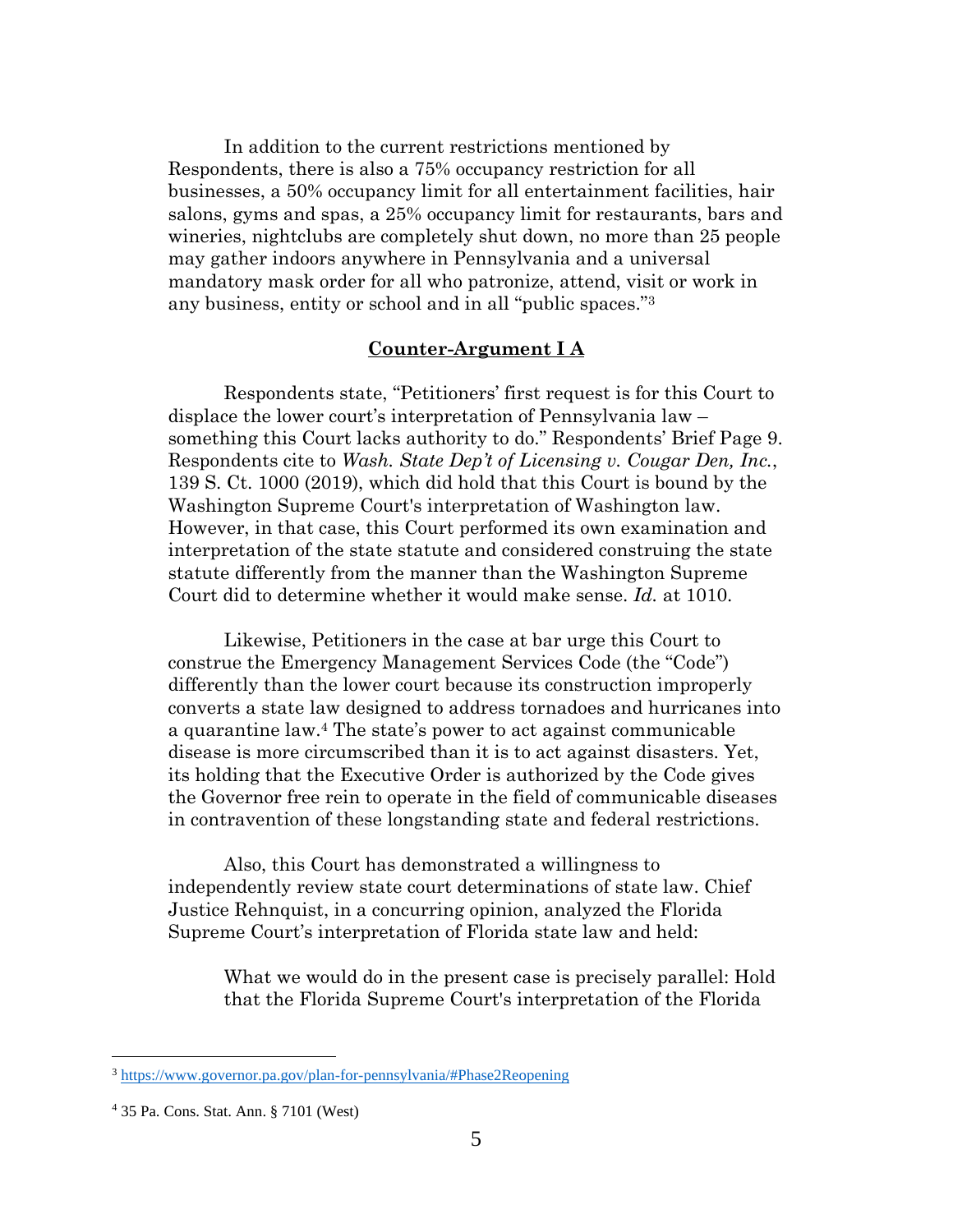In addition to the current restrictions mentioned by Respondents, there is also a 75% occupancy restriction for all businesses, a 50% occupancy limit for all entertainment facilities, hair salons, gyms and spas, a 25% occupancy limit for restaurants, bars and wineries, nightclubs are completely shut down, no more than 25 people may gather indoors anywhere in Pennsylvania and a universal mandatory mask order for all who patronize, attend, visit or work in any business, entity or school and in all "public spaces."[3]

## **Counter-Argument I A**

Respondents state, "Petitioners' first request is for this Court to displace the lower court's interpretation of Pennsylvania law – something this Court lacks authority to do." Respondents' Brief Page 9. Respondents cite to *Wash. State Dep't of Licensing v. Cougar Den, Inc.*, 139 S. Ct. 1000 (2019), which did hold that this Court is bound by the Washington Supreme Court's interpretation of Washington law. However, in that case, this Court performed its own examination and interpretation of the state statute and considered construing the state statute differently from the manner than the Washington Supreme Court did to determine whether it would make sense. *Id.* at 1010.

Likewise, Petitioners in the case at bar urge this Court to construe the Emergency Management Services Code (the "Code") differently than the lower court because its construction improperly converts a state law designed to address tornadoes and hurricanes into a quarantine law.[4] The state's power to act against communicable disease is more circumscribed than it is to act against disasters. Yet, its holding that the Executive Order is authorized by the Code gives the Governor free rein to operate in the field of communicable diseases in contravention of these longstanding state and federal restrictions.

Also, this Court has demonstrated a willingness to independently review state court determinations of state law. Chief Justice Rehnquist, in a concurring opinion, analyzed the Florida Supreme Court's interpretation of Florida state law and held:

> What we would do in the present case is precisely parallel: Hold that the Florida Supreme Court's interpretation of the Florida

---

[3] https://www.governor.pa.gov/plan-for-pennsylvania/#Phase2Reopening

[4] 35 Pa. Cons. Stat. Ann. § 7101 (West)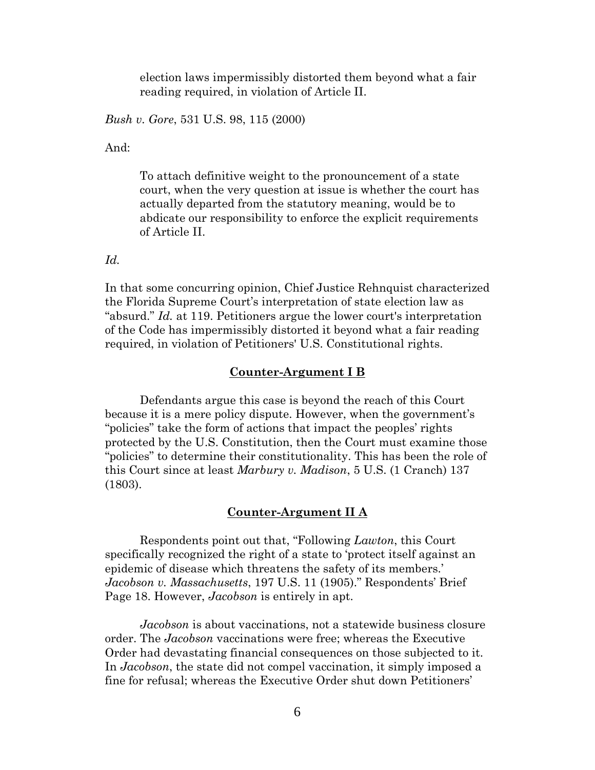> election laws impermissibly distorted them beyond what a fair reading required, in violation of Article II.

*Bush v. Gore*, 531 U.S. 98, 115 (2000)

And:

> To attach definitive weight to the pronouncement of a state court, when the very question at issue is whether the court has actually departed from the statutory meaning, would be to abdicate our responsibility to enforce the explicit requirements of Article II.

*Id.*

In that some concurring opinion, Chief Justice Rehnquist characterized the Florida Supreme Court's interpretation of state election law as "absurd." *Id.* at 119. Petitioners argue the lower court's interpretation of the Code has impermissibly distorted it beyond what a fair reading required, in violation of Petitioners' U.S. Constitutional rights.

**Counter-Argument I B**

Defendants argue this case is beyond the reach of this Court because it is a mere policy dispute. However, when the government's "policies" take the form of actions that impact the peoples' rights protected by the U.S. Constitution, then the Court must examine those "policies" to determine their constitutionality. This has been the role of this Court since at least *Marbury v. Madison*, 5 U.S. (1 Cranch) 137 (1803).

**Counter-Argument II A**

Respondents point out that, "Following *Lawton*, this Court specifically recognized the right of a state to 'protect itself against an epidemic of disease which threatens the safety of its members.' *Jacobson v. Massachusetts*, 197 U.S. 11 (1905)." Respondents' Brief Page 18. However, *Jacobson* is entirely in apt.

*Jacobson* is about vaccinations, not a statewide business closure order. The *Jacobson* vaccinations were free; whereas the Executive Order had devastating financial consequences on those subjected to it. In *Jacobson*, the state did not compel vaccination, it simply imposed a fine for refusal; whereas the Executive Order shut down Petitioners'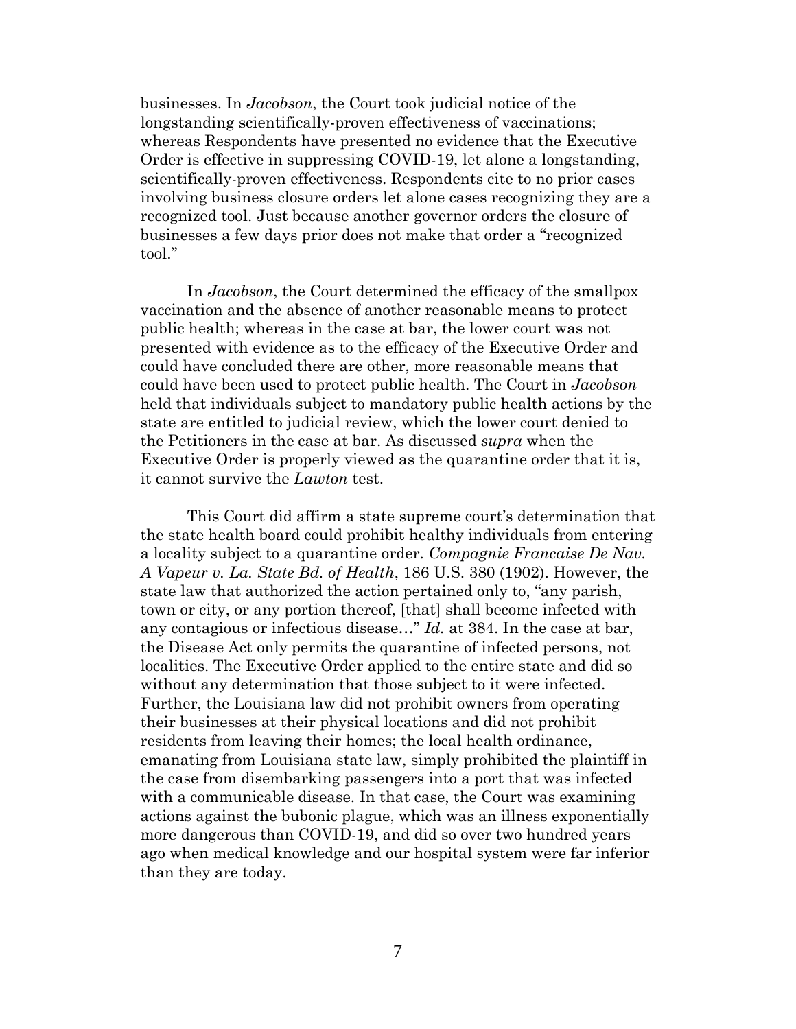businesses. In *Jacobson*, the Court took judicial notice of the longstanding scientifically-proven effectiveness of vaccinations; whereas Respondents have presented no evidence that the Executive Order is effective in suppressing COVID-19, let alone a longstanding, scientifically-proven effectiveness. Respondents cite to no prior cases involving business closure orders let alone cases recognizing they are a recognized tool. Just because another governor orders the closure of businesses a few days prior does not make that order a "recognized tool."

In *Jacobson*, the Court determined the efficacy of the smallpox vaccination and the absence of another reasonable means to protect public health; whereas in the case at bar, the lower court was not presented with evidence as to the efficacy of the Executive Order and could have concluded there are other, more reasonable means that could have been used to protect public health. The Court in *Jacobson* held that individuals subject to mandatory public health actions by the state are entitled to judicial review, which the lower court denied to the Petitioners in the case at bar. As discussed *supra* when the Executive Order is properly viewed as the quarantine order that it is, it cannot survive the *Lawton* test.

This Court did affirm a state supreme court's determination that the state health board could prohibit healthy individuals from entering a locality subject to a quarantine order. *Compagnie Francaise De Nav. A Vapeur v. La. State Bd. of Health*, 186 U.S. 380 (1902). However, the state law that authorized the action pertained only to, "any parish, town or city, or any portion thereof, [that] shall become infected with any contagious or infectious disease…" *Id.* at 384. In the case at bar, the Disease Act only permits the quarantine of infected persons, not localities. The Executive Order applied to the entire state and did so without any determination that those subject to it were infected. Further, the Louisiana law did not prohibit owners from operating their businesses at their physical locations and did not prohibit residents from leaving their homes; the local health ordinance, emanating from Louisiana state law, simply prohibited the plaintiff in the case from disembarking passengers into a port that was infected with a communicable disease. In that case, the Court was examining actions against the bubonic plague, which was an illness exponentially more dangerous than COVID-19, and did so over two hundred years ago when medical knowledge and our hospital system were far inferior than they are today.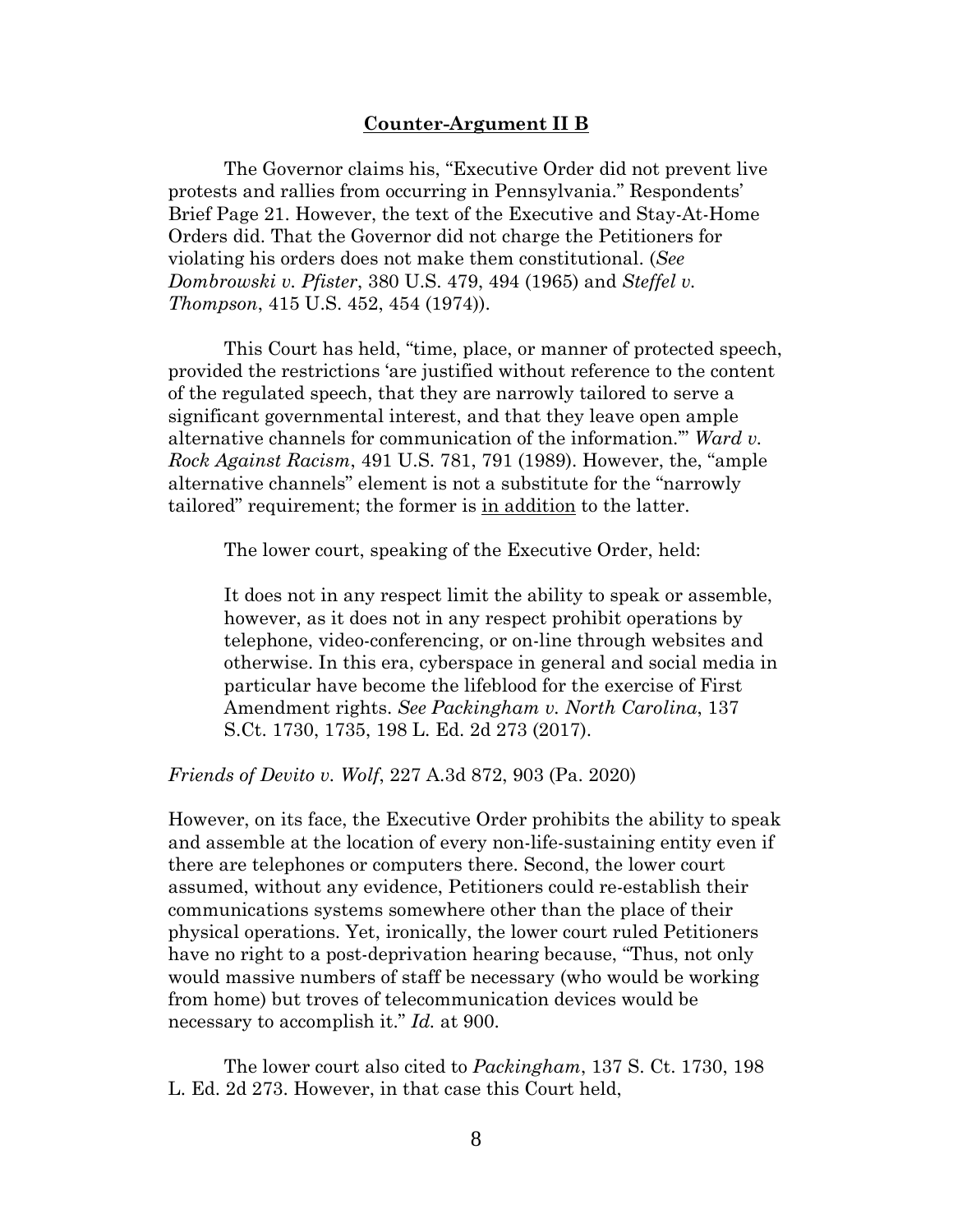**Counter-Argument II B**

The Governor claims his, "Executive Order did not prevent live protests and rallies from occurring in Pennsylvania." Respondents' Brief Page 21. However, the text of the Executive and Stay-At-Home Orders did. That the Governor did not charge the Petitioners for violating his orders does not make them constitutional. (*See Dombrowski v. Pfister*, 380 U.S. 479, 494 (1965) and *Steffel v. Thompson*, 415 U.S. 452, 454 (1974)).

This Court has held, "time, place, or manner of protected speech, provided the restrictions 'are justified without reference to the content of the regulated speech, that they are narrowly tailored to serve a significant governmental interest, and that they leave open ample alternative channels for communication of the information.'" *Ward v. Rock Against Racism*, 491 U.S. 781, 791 (1989). However, the, "ample alternative channels" element is not a substitute for the "narrowly tailored" requirement; the former is <u>in addition</u> to the latter.

The lower court, speaking of the Executive Order, held:

> It does not in any respect limit the ability to speak or assemble, however, as it does not in any respect prohibit operations by telephone, video-conferencing, or on-line through websites and otherwise. In this era, cyberspace in general and social media in particular have become the lifeblood for the exercise of First Amendment rights. *See Packingham v. North Carolina*, 137 S.Ct. 1730, 1735, 198 L. Ed. 2d 273 (2017).

*Friends of Devito v. Wolf*, 227 A.3d 872, 903 (Pa. 2020)

However, on its face, the Executive Order prohibits the ability to speak and assemble at the location of every non-life-sustaining entity even if there are telephones or computers there. Second, the lower court assumed, without any evidence, Petitioners could re-establish their communications systems somewhere other than the place of their physical operations. Yet, ironically, the lower court ruled Petitioners have no right to a post-deprivation hearing because, "Thus, not only would massive numbers of staff be necessary (who would be working from home) but troves of telecommunication devices would be necessary to accomplish it." *Id.* at 900.

The lower court also cited to *Packingham*, 137 S. Ct. 1730, 198 L. Ed. 2d 273. However, in that case this Court held,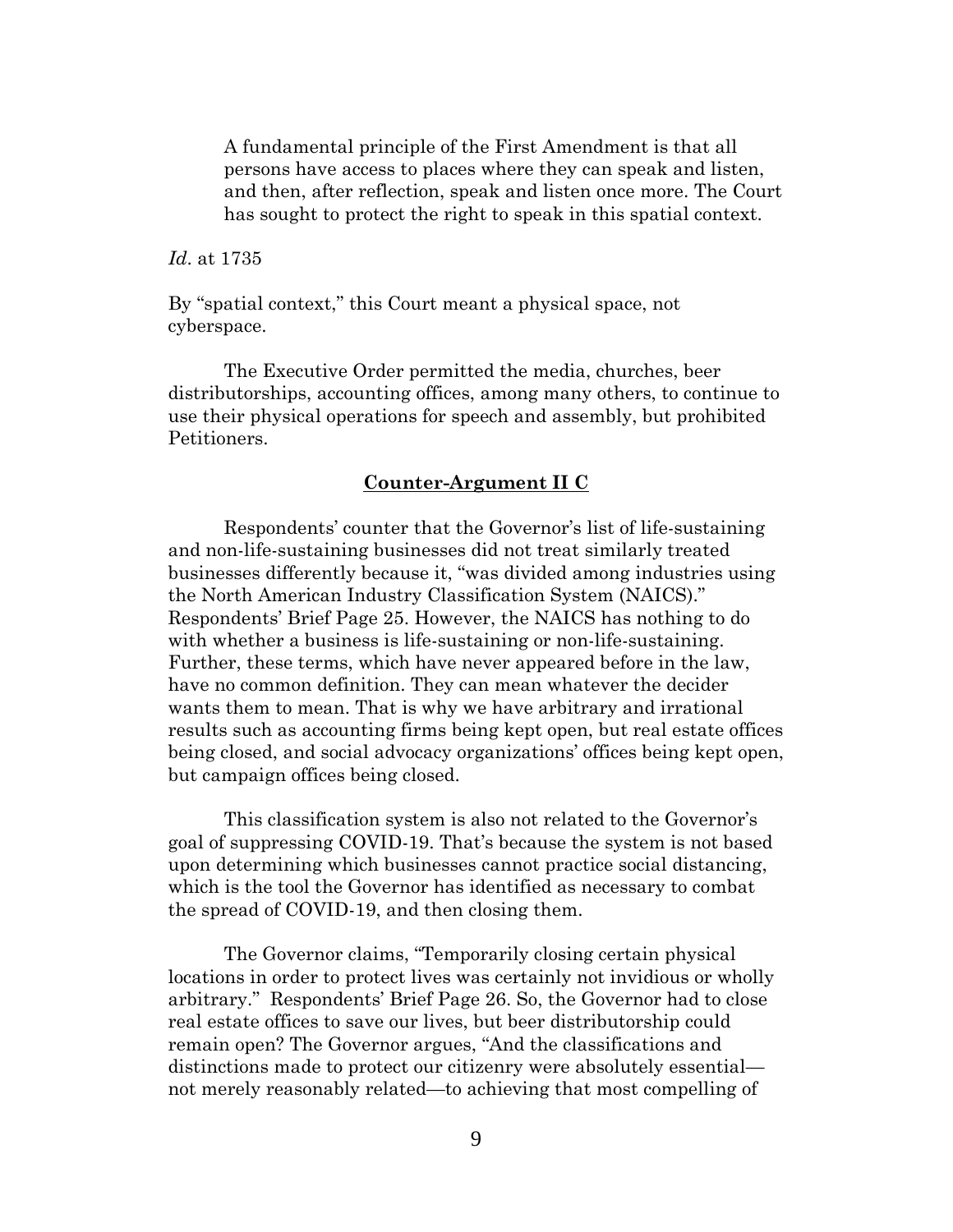> A fundamental principle of the First Amendment is that all persons have access to places where they can speak and listen, and then, after reflection, speak and listen once more. The Court has sought to protect the right to speak in this spatial context.

*Id*. at 1735

By "spatial context," this Court meant a physical space, not cyberspace.

The Executive Order permitted the media, churches, beer distributorships, accounting offices, among many others, to continue to use their physical operations for speech and assembly, but prohibited Petitioners.

**Counter-Argument II C**

Respondents' counter that the Governor's list of life-sustaining and non-life-sustaining businesses did not treat similarly treated businesses differently because it, "was divided among industries using the North American Industry Classification System (NAICS)." Respondents' Brief Page 25. However, the NAICS has nothing to do with whether a business is life-sustaining or non-life-sustaining. Further, these terms, which have never appeared before in the law, have no common definition. They can mean whatever the decider wants them to mean. That is why we have arbitrary and irrational results such as accounting firms being kept open, but real estate offices being closed, and social advocacy organizations' offices being kept open, but campaign offices being closed.

This classification system is also not related to the Governor's goal of suppressing COVID-19. That's because the system is not based upon determining which businesses cannot practice social distancing, which is the tool the Governor has identified as necessary to combat the spread of COVID-19, and then closing them.

The Governor claims, "Temporarily closing certain physical locations in order to protect lives was certainly not invidious or wholly arbitrary." Respondents' Brief Page 26. So, the Governor had to close real estate offices to save our lives, but beer distributorship could remain open? The Governor argues, "And the classifications and distinctions made to protect our citizenry were absolutely essential—not merely reasonably related—to achieving that most compelling of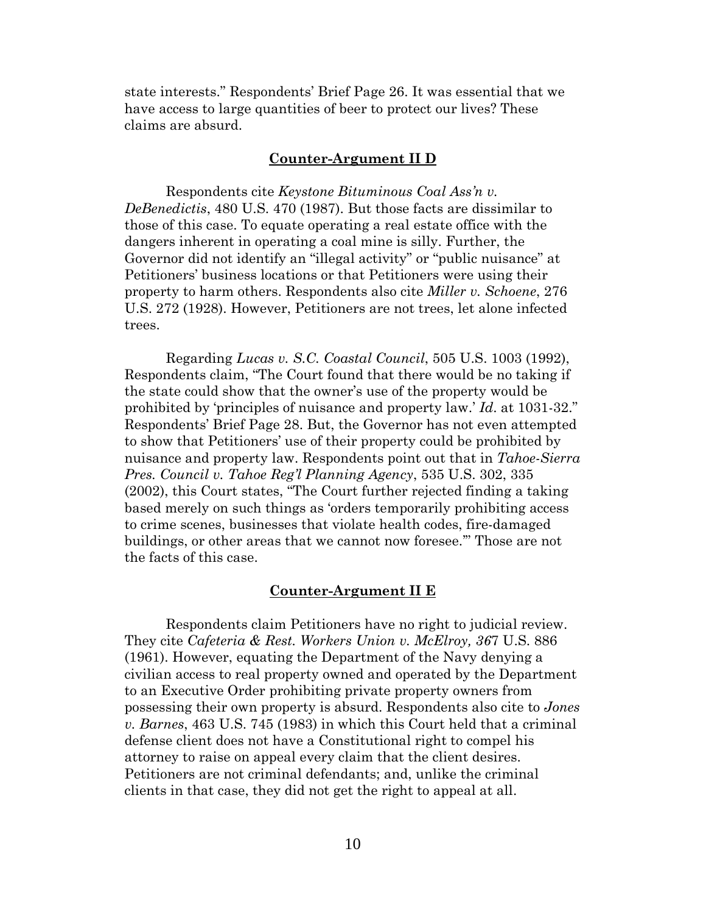state interests." Respondents' Brief Page 26. It was essential that we have access to large quantities of beer to protect our lives? These claims are absurd.

## **Counter-Argument II D**

Respondents cite *Keystone Bituminous Coal Ass'n v. DeBenedictis*, 480 U.S. 470 (1987). But those facts are dissimilar to those of this case. To equate operating a real estate office with the dangers inherent in operating a coal mine is silly. Further, the Governor did not identify an "illegal activity" or "public nuisance" at Petitioners' business locations or that Petitioners were using their property to harm others. Respondents also cite *Miller v. Schoene*, 276 U.S. 272 (1928). However, Petitioners are not trees, let alone infected trees.

Regarding *Lucas v. S.C. Coastal Council*, 505 U.S. 1003 (1992), Respondents claim, "The Court found that there would be no taking if the state could show that the owner's use of the property would be prohibited by 'principles of nuisance and property law.' *Id*. at 1031-32." Respondents' Brief Page 28. But, the Governor has not even attempted to show that Petitioners' use of their property could be prohibited by nuisance and property law. Respondents point out that in *Tahoe-Sierra Pres. Council v. Tahoe Reg'l Planning Agency*, 535 U.S. 302, 335 (2002), this Court states, "The Court further rejected finding a taking based merely on such things as 'orders temporarily prohibiting access to crime scenes, businesses that violate health codes, fire-damaged buildings, or other areas that we cannot now foresee.'" Those are not the facts of this case.

## **Counter-Argument II E**

Respondents claim Petitioners have no right to judicial review. They cite *Cafeteria & Rest. Workers Union v. McElroy, 36*7 U.S. 886 (1961). However, equating the Department of the Navy denying a civilian access to real property owned and operated by the Department to an Executive Order prohibiting private property owners from possessing their own property is absurd. Respondents also cite to *Jones v. Barnes*, 463 U.S. 745 (1983) in which this Court held that a criminal defense client does not have a Constitutional right to compel his attorney to raise on appeal every claim that the client desires. Petitioners are not criminal defendants; and, unlike the criminal clients in that case, they did not get the right to appeal at all.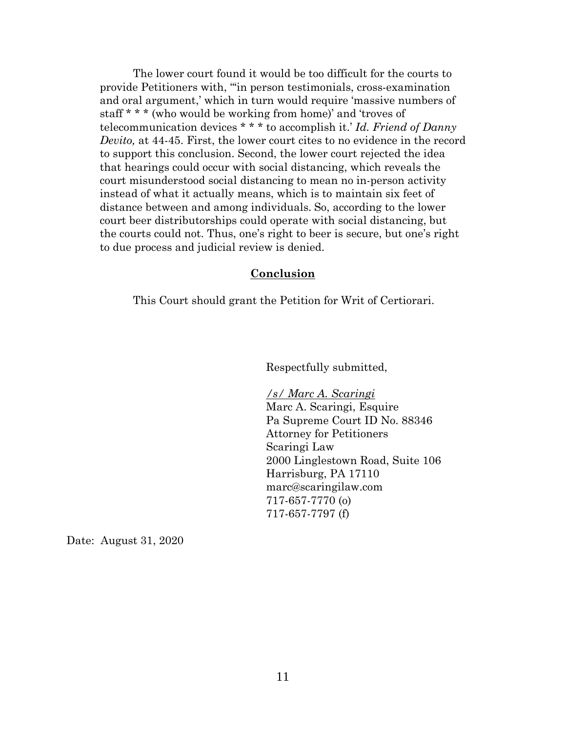The lower court found it would be too difficult for the courts to provide Petitioners with, "'in person testimonials, cross-examination and oral argument,' which in turn would require 'massive numbers of staff * * * (who would be working from home)' and 'troves of telecommunication devices * * * to accomplish it.' *Id. Friend of Danny Devito,* at 44-45. First, the lower court cites to no evidence in the record to support this conclusion. Second, the lower court rejected the idea that hearings could occur with social distancing, which reveals the court misunderstood social distancing to mean no in-person activity instead of what it actually means, which is to maintain six feet of distance between and among individuals. So, according to the lower court beer distributorships could operate with social distancing, but the courts could not. Thus, one's right to beer is secure, but one's right to due process and judicial review is denied.

## **Conclusion**

This Court should grant the Petition for Writ of Certiorari.

Respectfully submitted,

*<u>/s/ Marc A. Scaringi</u>*
Marc A. Scaringi, Esquire
Pa Supreme Court ID No. 88346
Attorney for Petitioners
Scaringi Law
2000 Linglestown Road, Suite 106
Harrisburg, PA 17110
marc@scaringilaw.com
717-657-7770 (o)
717-657-7797 (f)

Date: August 31, 2020